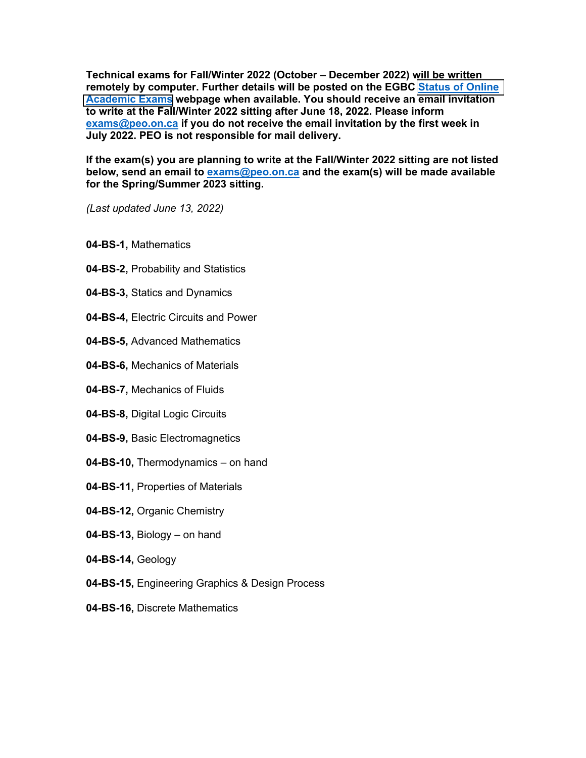**Technical exams for Fall/Winter 2022 (October – December 2022) will be written remotely by computer. Further details will be posted on the EGBC [Status of Online Academic Exams] webpage when available. You should receive an email invitation to write at the Fall/Winter 2022 sitting after June 18, 2022. Please inform exams@peo.on.ca if you do not receive the email invitation by the first week in July 2022. PEO is not responsible for mail delivery.**

**If the exam(s) you are planning to write at the Fall/Winter 2022 sitting are not listed below, send an email to exams@peo.on.ca and the exam(s) will be made available for the Spring/Summer 2023 sitting.**

*(Last updated June 13, 2022)*

**04-BS-1,** Mathematics

**04-BS-2,** Probability and Statistics

**04-BS-3,** Statics and Dynamics

**04-BS-4,** Electric Circuits and Power

**04-BS-5,** Advanced Mathematics

**04-BS-6,** Mechanics of Materials

**04-BS-7,** Mechanics of Fluids

**04-BS-8,** Digital Logic Circuits

**04-BS-9,** Basic Electromagnetics

**04-BS-10,** Thermodynamics – on hand

**04-BS-11,** Properties of Materials

**04-BS-12,** Organic Chemistry

**04-BS-13,** Biology – on hand

**04-BS-14,** Geology

**04-BS-15,** Engineering Graphics & Design Process

**04-BS-16,** Discrete Mathematics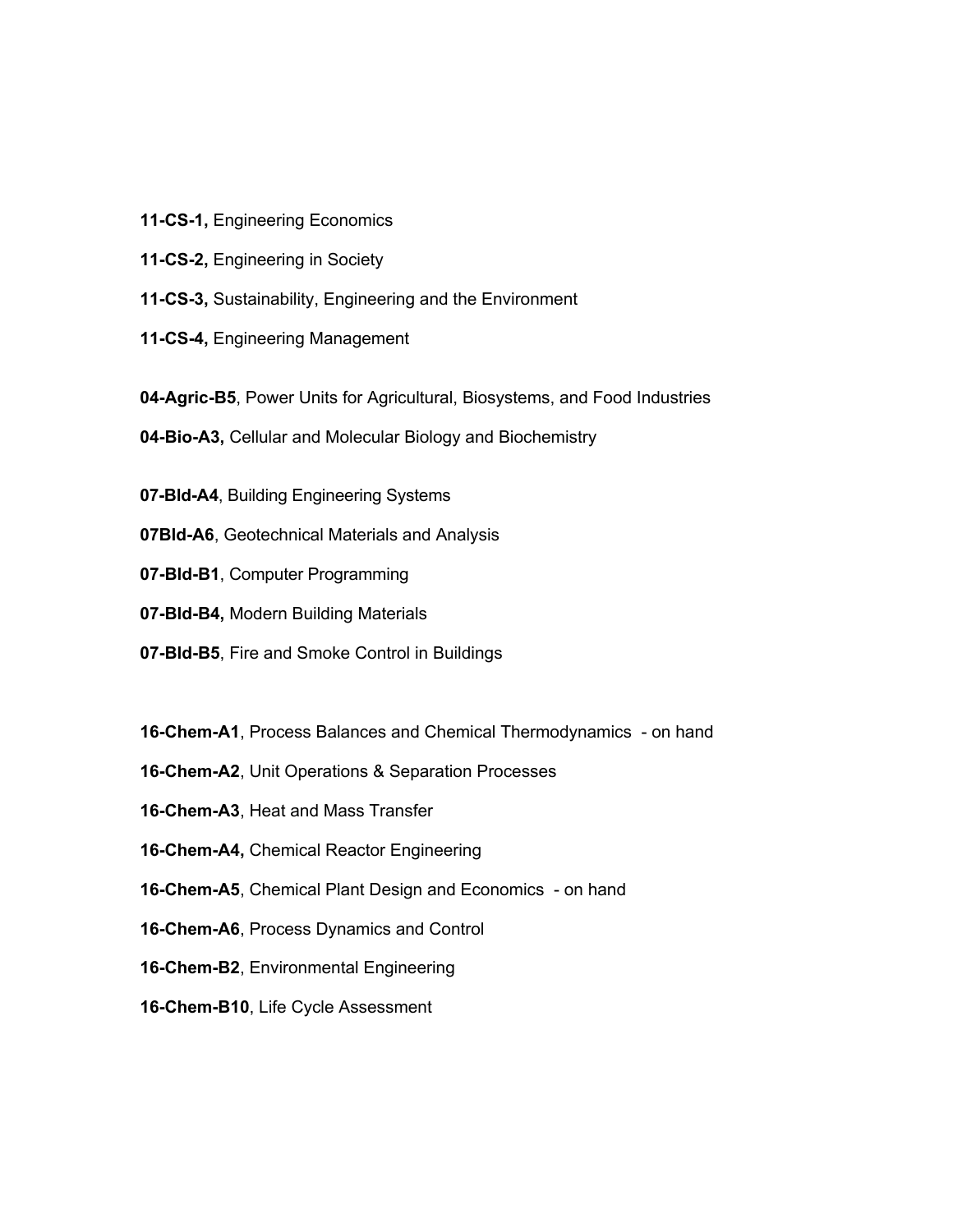**11-CS-1,** Engineering Economics

**11-CS-2,** Engineering in Society

**11-CS-3,** Sustainability, Engineering and the Environment

**11-CS-4,** Engineering Management

**04-Agric-B5**, Power Units for Agricultural, Biosystems, and Food Industries

**04-Bio-A3,** Cellular and Molecular Biology and Biochemistry

**07-Bld-A4**, Building Engineering Systems

**07Bld-A6**, Geotechnical Materials and Analysis

**07-Bld-B1**, Computer Programming

**07-Bld-B4,** Modern Building Materials

**07-Bld-B5**, Fire and Smoke Control in Buildings

**16-Chem-A1**, Process Balances and Chemical Thermodynamics - on hand

**16-Chem-A2**, Unit Operations & Separation Processes

**16-Chem-A3**, Heat and Mass Transfer

**16-Chem-A4,** Chemical Reactor Engineering

**16-Chem-A5**, Chemical Plant Design and Economics - on hand

**16-Chem-A6**, Process Dynamics and Control

**16-Chem-B2**, Environmental Engineering

**16-Chem-B10**, Life Cycle Assessment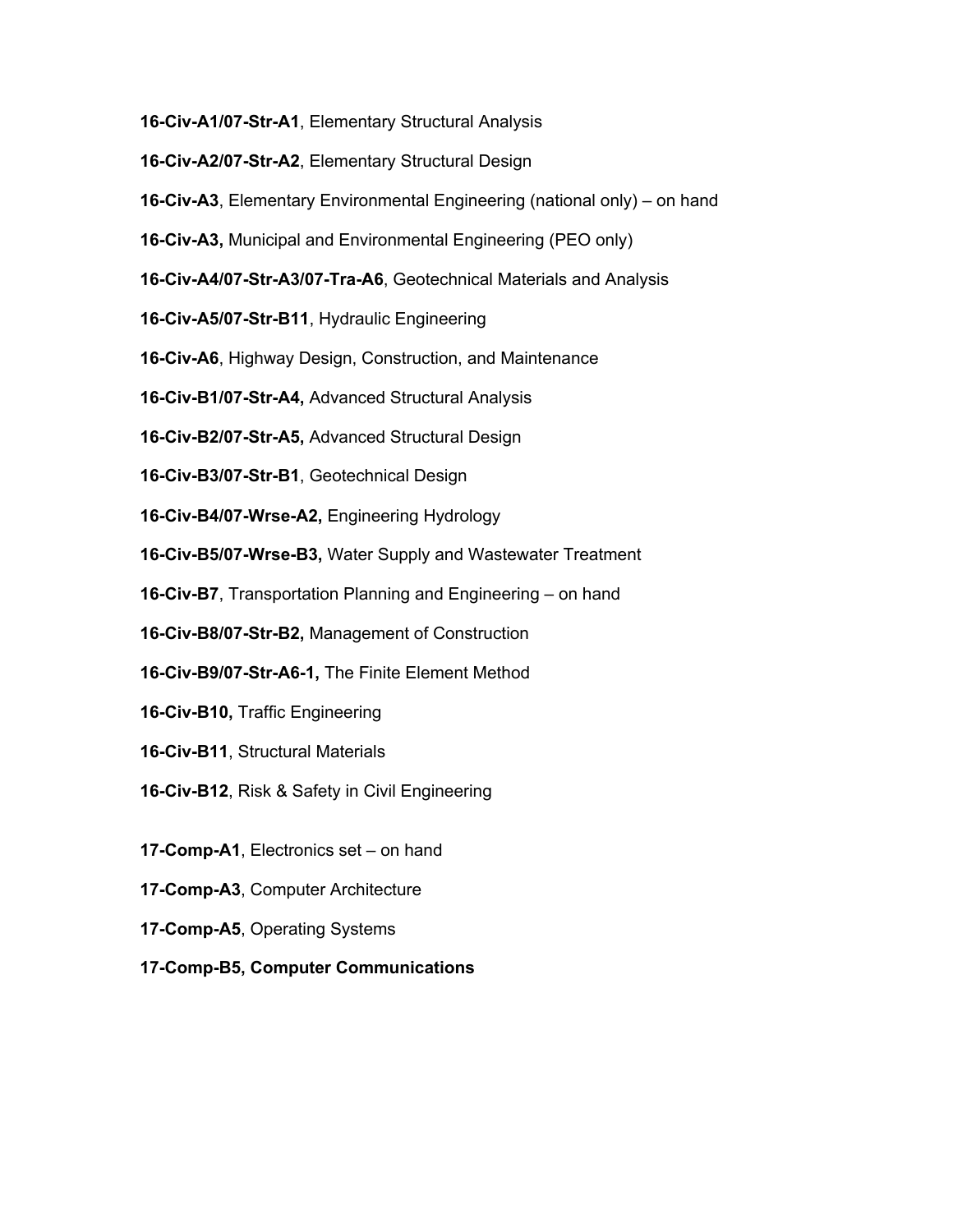**16-Civ-A1/07-Str-A1**, Elementary Structural Analysis

**16-Civ-A2/07-Str-A2**, Elementary Structural Design

**16-Civ-A3**, Elementary Environmental Engineering (national only) – on hand

**16-Civ-A3,** Municipal and Environmental Engineering (PEO only)

**16-Civ-A4/07-Str-A3/07-Tra-A6**, Geotechnical Materials and Analysis

**16-Civ-A5/07-Str-B11**, Hydraulic Engineering

**16-Civ-A6**, Highway Design, Construction, and Maintenance

**16-Civ-B1/07-Str-A4,** Advanced Structural Analysis

**16-Civ-B2/07-Str-A5,** Advanced Structural Design

**16-Civ-B3/07-Str-B1**, Geotechnical Design

**16-Civ-B4/07-Wrse-A2,** Engineering Hydrology

**16-Civ-B5/07-Wrse-B3,** Water Supply and Wastewater Treatment

**16-Civ-B7**, Transportation Planning and Engineering – on hand

**16-Civ-B8/07-Str-B2,** Management of Construction

**16-Civ-B9/07-Str-A6-1,** The Finite Element Method

**16-Civ-B10,** Traffic Engineering

**16-Civ-B11**, Structural Materials

**16-Civ-B12**, Risk & Safety in Civil Engineering

**17-Comp-A1**, Electronics set – on hand

**17-Comp-A3**, Computer Architecture

**17-Comp-A5**, Operating Systems

**17-Comp-B5, Computer Communications**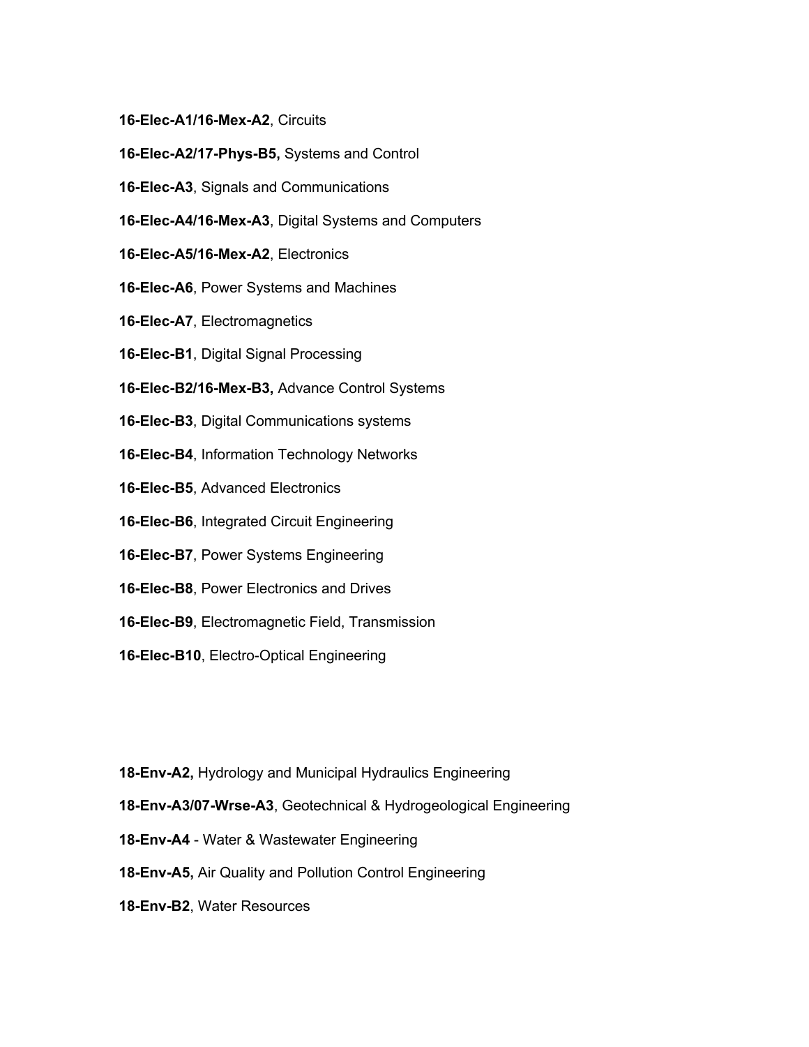**16-Elec-A1/16-Mex-A2**, Circuits

**16-Elec-A2/17-Phys-B5,** Systems and Control

**16-Elec-A3**, Signals and Communications

**16-Elec-A4/16-Mex-A3**, Digital Systems and Computers

**16-Elec-A5/16-Mex-A2**, Electronics

**16-Elec-A6**, Power Systems and Machines

**16-Elec-A7**, Electromagnetics

**16-Elec-B1**, Digital Signal Processing

**16-Elec-B2/16-Mex-B3,** Advance Control Systems

**16-Elec-B3**, Digital Communications systems

**16-Elec-B4**, Information Technology Networks

**16-Elec-B5**, Advanced Electronics

**16-Elec-B6**, Integrated Circuit Engineering

**16-Elec-B7**, Power Systems Engineering

**16-Elec-B8**, Power Electronics and Drives

**16-Elec-B9**, Electromagnetic Field, Transmission

**16-Elec-B10**, Electro-Optical Engineering

**18-Env-A2,** Hydrology and Municipal Hydraulics Engineering

**18-Env-A3/07-Wrse-A3**, Geotechnical & Hydrogeological Engineering

**18-Env-A4** - Water & Wastewater Engineering

**18-Env-A5,** Air Quality and Pollution Control Engineering

**18-Env-B2**, Water Resources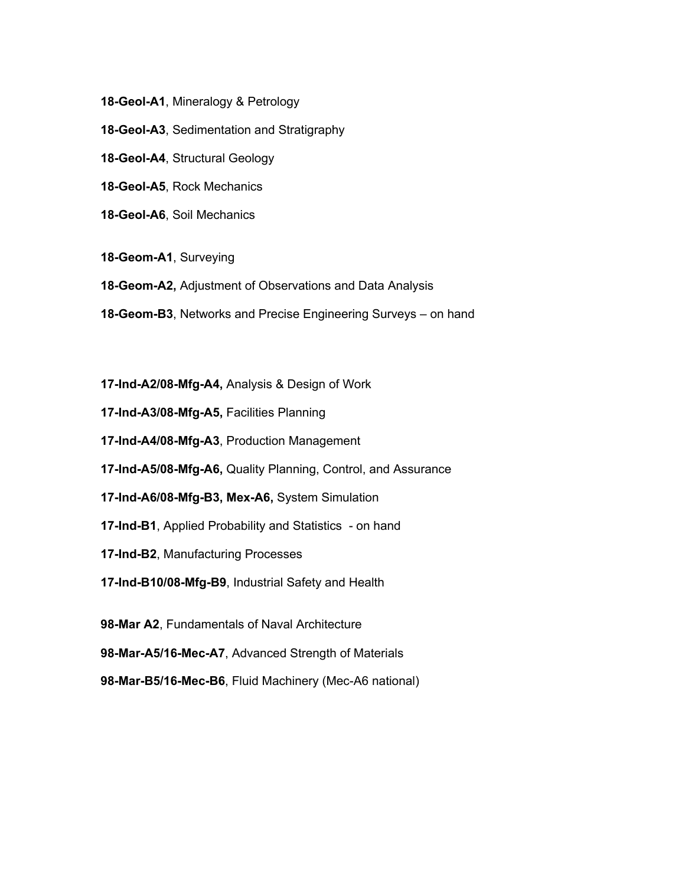**18-Geol-A1**, Mineralogy & Petrology

**18-Geol-A3**, Sedimentation and Stratigraphy

**18-Geol-A4**, Structural Geology

**18-Geol-A5**, Rock Mechanics

**18-Geol-A6**, Soil Mechanics

**18-Geom-A1**, Surveying

**18-Geom-A2,** Adjustment of Observations and Data Analysis

**18-Geom-B3**, Networks and Precise Engineering Surveys – on hand

**17-Ind-A2/08-Mfg-A4,** Analysis & Design of Work

**17-Ind-A3/08-Mfg-A5,** Facilities Planning

**17-Ind-A4/08-Mfg-A3**, Production Management

**17-Ind-A5/08-Mfg-A6,** Quality Planning, Control, and Assurance

**17-Ind-A6/08-Mfg-B3, Mex-A6,** System Simulation

**17-Ind-B1**, Applied Probability and Statistics - on hand

**17-Ind-B2**, Manufacturing Processes

**17-Ind-B10/08-Mfg-B9**, Industrial Safety and Health

**98-Mar A2**, Fundamentals of Naval Architecture

**98-Mar-A5/16-Mec-A7**, Advanced Strength of Materials

**98-Mar-B5/16-Mec-B6**, Fluid Machinery (Mec-A6 national)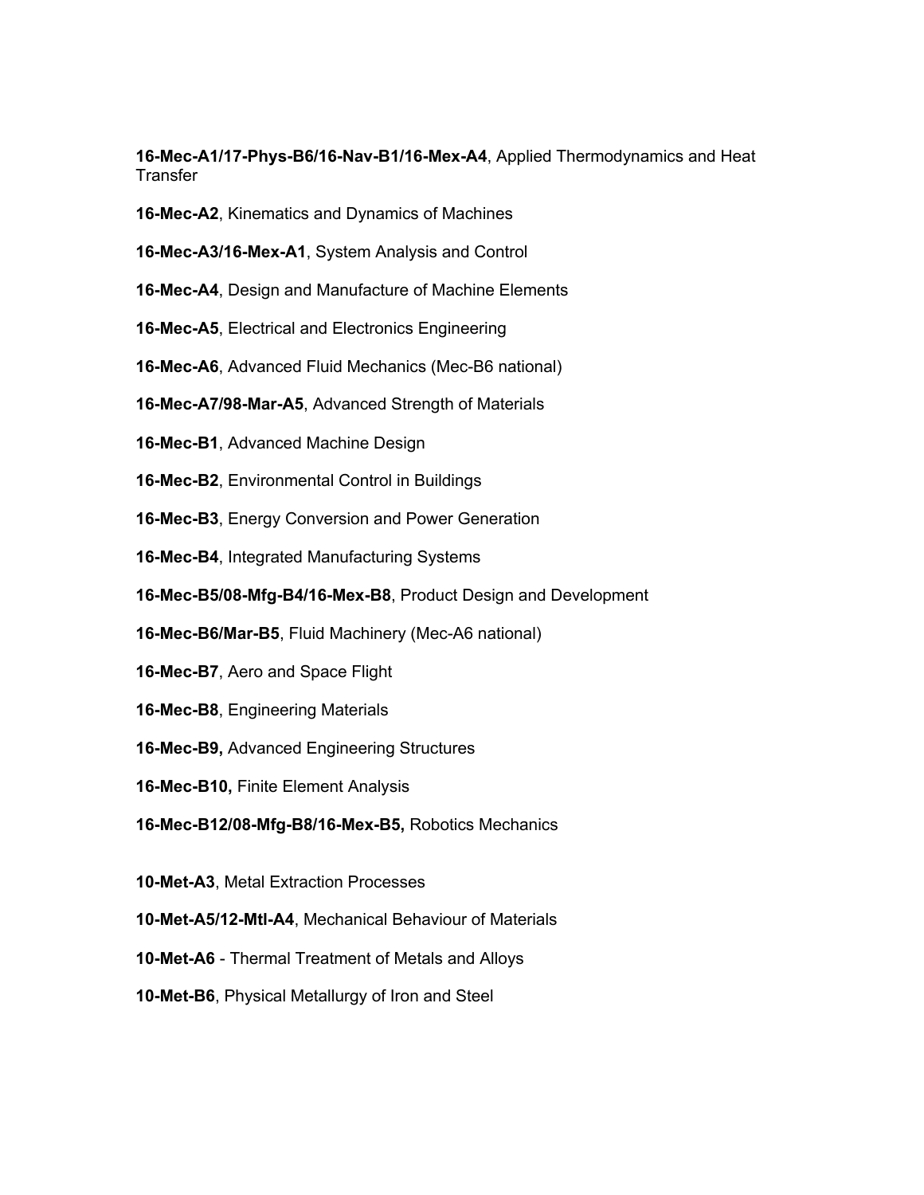**16-Mec-A1/17-Phys-B6/16-Nav-B1/16-Mex-A4**, Applied Thermodynamics and Heat Transfer

**16-Mec-A2**, Kinematics and Dynamics of Machines

**16-Mec-A3/16-Mex-A1**, System Analysis and Control

**16-Mec-A4**, Design and Manufacture of Machine Elements

**16-Mec-A5**, Electrical and Electronics Engineering

**16-Mec-A6**, Advanced Fluid Mechanics (Mec-B6 national)

**16-Mec-A7/98-Mar-A5**, Advanced Strength of Materials

**16-Mec-B1**, Advanced Machine Design

**16-Mec-B2**, Environmental Control in Buildings

**16-Mec-B3**, Energy Conversion and Power Generation

**16-Mec-B4**, Integrated Manufacturing Systems

**16-Mec-B5/08-Mfg-B4/16-Mex-B8**, Product Design and Development

**16-Mec-B6/Mar-B5**, Fluid Machinery (Mec-A6 national)

**16-Mec-B7**, Aero and Space Flight

**16-Mec-B8**, Engineering Materials

**16-Mec-B9,** Advanced Engineering Structures

**16-Mec-B10,** Finite Element Analysis

**16-Mec-B12/08-Mfg-B8/16-Mex-B5,** Robotics Mechanics

**10-Met-A3**, Metal Extraction Processes

**10-Met-A5/12-Mtl-A4**, Mechanical Behaviour of Materials

**10-Met-A6** - Thermal Treatment of Metals and Alloys

**10-Met-B6**, Physical Metallurgy of Iron and Steel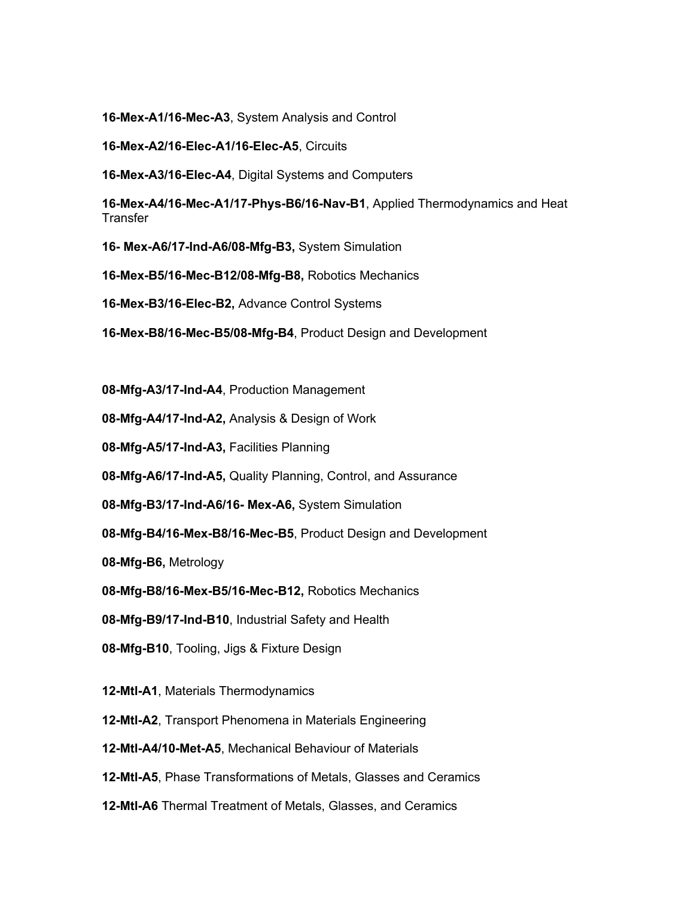**16-Mex-A1/16-Mec-A3**, System Analysis and Control

**16-Mex-A2/16-Elec-A1/16-Elec-A5**, Circuits

**16-Mex-A3/16-Elec-A4**, Digital Systems and Computers

**16-Mex-A4/16-Mec-A1/17-Phys-B6/16-Nav-B1**, Applied Thermodynamics and Heat Transfer

**16- Mex-A6/17-Ind-A6/08-Mfg-B3,** System Simulation

**16-Mex-B5/16-Mec-B12/08-Mfg-B8,** Robotics Mechanics

**16-Mex-B3/16-Elec-B2,** Advance Control Systems

**16-Mex-B8/16-Mec-B5/08-Mfg-B4**, Product Design and Development

**08-Mfg-A3/17-Ind-A4**, Production Management

**08-Mfg-A4/17-Ind-A2,** Analysis & Design of Work

**08-Mfg-A5/17-Ind-A3,** Facilities Planning

**08-Mfg-A6/17-Ind-A5,** Quality Planning, Control, and Assurance

**08-Mfg-B3/17-Ind-A6/16- Mex-A6,** System Simulation

**08-Mfg-B4/16-Mex-B8/16-Mec-B5**, Product Design and Development

**08-Mfg-B6,** Metrology

**08-Mfg-B8/16-Mex-B5/16-Mec-B12,** Robotics Mechanics

**08-Mfg-B9/17-Ind-B10**, Industrial Safety and Health

**08-Mfg-B10**, Tooling, Jigs & Fixture Design

**12-Mtl-A1**, Materials Thermodynamics

**12-Mtl-A2**, Transport Phenomena in Materials Engineering

**12-Mtl-A4/10-Met-A5**, Mechanical Behaviour of Materials

**12-Mtl-A5**, Phase Transformations of Metals, Glasses and Ceramics

**12-Mtl-A6** Thermal Treatment of Metals, Glasses, and Ceramics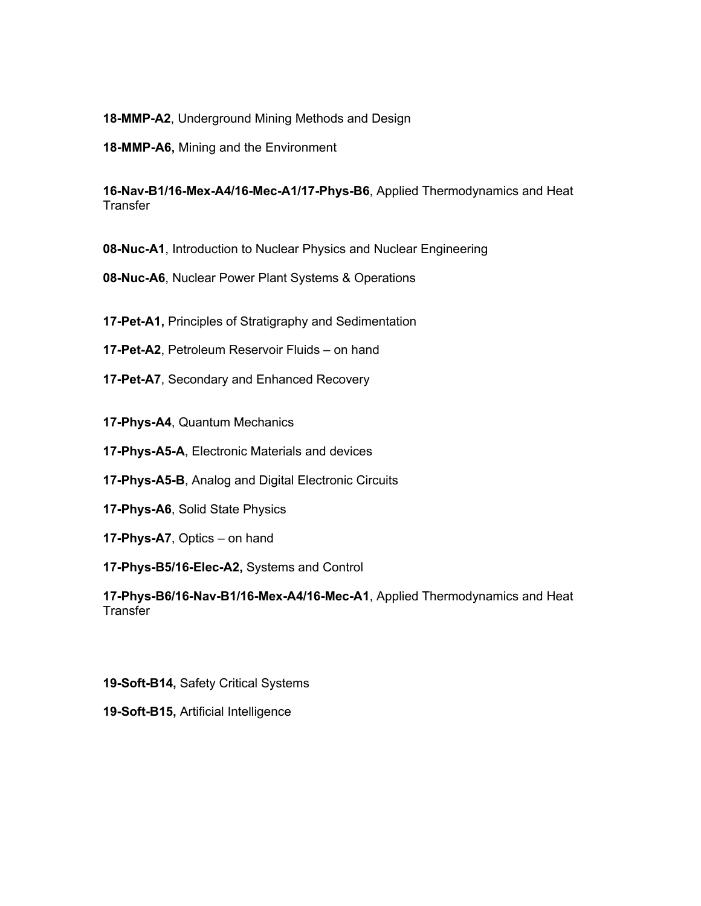**18-MMP-A2**, Underground Mining Methods and Design

**18-MMP-A6,** Mining and the Environment

**16-Nav-B1/16-Mex-A4/16-Mec-A1/17-Phys-B6**, Applied Thermodynamics and Heat Transfer

**08-Nuc-A1**, Introduction to Nuclear Physics and Nuclear Engineering

**08-Nuc-A6**, Nuclear Power Plant Systems & Operations

**17-Pet-A1,** Principles of Stratigraphy and Sedimentation

**17-Pet-A2**, Petroleum Reservoir Fluids – on hand

**17-Pet-A7**, Secondary and Enhanced Recovery

**17-Phys-A4**, Quantum Mechanics

**17-Phys-A5-A**, Electronic Materials and devices

**17-Phys-A5-B**, Analog and Digital Electronic Circuits

**17-Phys-A6**, Solid State Physics

**17-Phys-A7**, Optics – on hand

**17-Phys-B5/16-Elec-A2,** Systems and Control

**17-Phys-B6/16-Nav-B1/16-Mex-A4/16-Mec-A1**, Applied Thermodynamics and Heat Transfer

**19-Soft-B14,** Safety Critical Systems

**19-Soft-B15,** Artificial Intelligence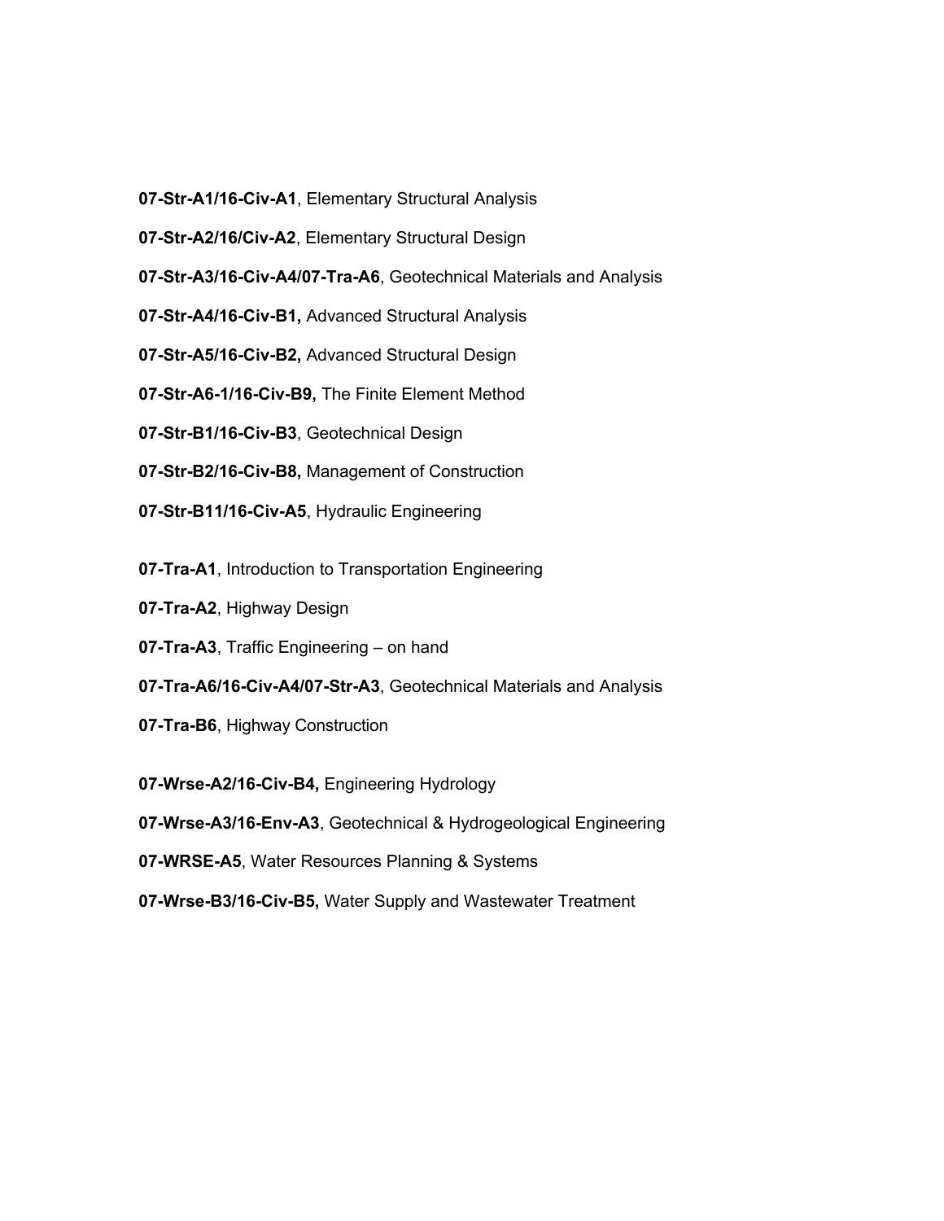**07-Str-A1/16-Civ-A1**, Elementary Structural Analysis

**07-Str-A2/16/Civ-A2**, Elementary Structural Design

**07-Str-A3/16-Civ-A4/07-Tra-A6**, Geotechnical Materials and Analysis

**07-Str-A4/16-Civ-B1,** Advanced Structural Analysis

**07-Str-A5/16-Civ-B2,** Advanced Structural Design

**07-Str-A6-1/16-Civ-B9,** The Finite Element Method

**07-Str-B1/16-Civ-B3**, Geotechnical Design

**07-Str-B2/16-Civ-B8,** Management of Construction

**07-Str-B11/16-Civ-A5**, Hydraulic Engineering

**07-Tra-A1**, Introduction to Transportation Engineering

**07-Tra-A2**, Highway Design

**07-Tra-A3**, Traffic Engineering – on hand

**07-Tra-A6/16-Civ-A4/07-Str-A3**, Geotechnical Materials and Analysis

**07-Tra-B6**, Highway Construction

**07-Wrse-A2/16-Civ-B4,** Engineering Hydrology

**07-Wrse-A3/16-Env-A3**, Geotechnical & Hydrogeological Engineering

**07-WRSE-A5**, Water Resources Planning & Systems

**07-Wrse-B3/16-Civ-B5,** Water Supply and Wastewater Treatment